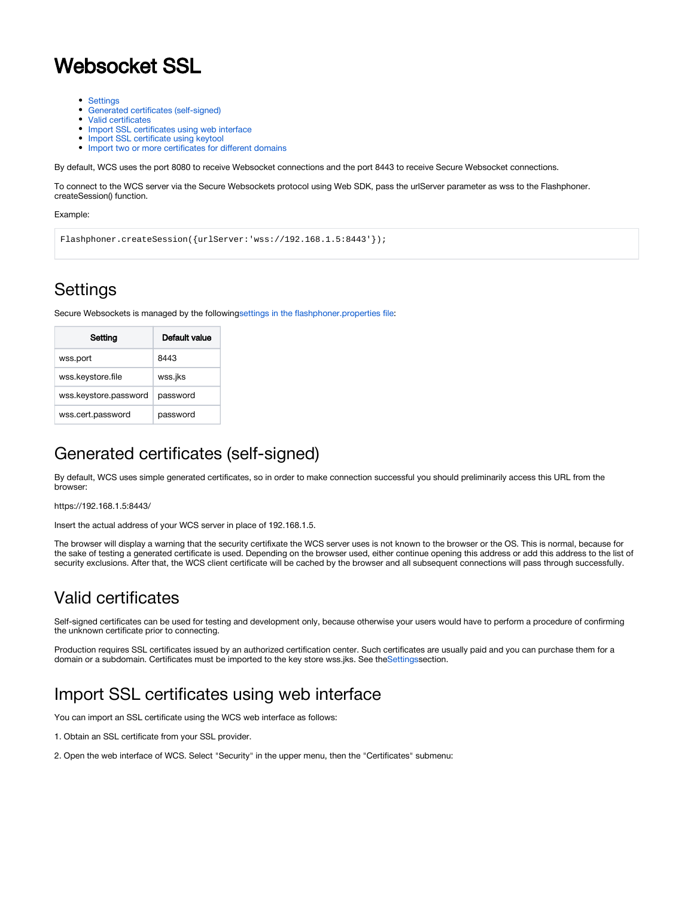# Websocket SSL

- Settings
- Generated certificates (self-signed)
- Valid certificates
- Import SSL certificates using web interface
- Import SSL certificate using keytool
- Import two or more certificates for different domains

By default, WCS uses the port 8080 to receive Websocket connections and the port 8443 to receive Secure Websocket connections.

To connect to the WCS server via the Secure Websockets protocol using Web SDK, pass the urlServer parameter as wss to the Flashphoner.createSession() function.

Example:

```
Flashphoner.createSession({urlServer:'wss://192.168.1.5:8443'});
```

## Settings

Secure Websockets is managed by the followingsettings in the flashphoner.properties file:

| Setting | Default value |
|---|---|
| wss.port | 8443 |
| wss.keystore.file | wss.jks |
| wss.keystore.password | password |
| wss.cert.password | password |

## Generated certificates (self-signed)

By default, WCS uses simple generated certificates, so in order to make connection successful you should preliminarily access this URL from the browser:

https://192.168.1.5:8443/

Insert the actual address of your WCS server in place of 192.168.1.5.

The browser will display a warning that the security certifixate the WCS server uses is not known to the browser or the OS. This is normal, because for the sake of testing a generated certificate is used. Depending on the browser used, either continue opening this address or add this address to the list of security exclusions. After that, the WCS client certificate will be cached by the browser and all subsequent connections will pass through successfully.

## Valid certificates

Self-signed certificates can be used for testing and development only, because otherwise your users would have to perform a procedure of confirming the unknown certificate prior to connecting.

Production requires SSL certificates issued by an authorized certification center. Such certificates are usually paid and you can purchase them for a domain or a subdomain. Certificates must be imported to the key store wss.jks. See theSettingssection.

## Import SSL certificates using web interface

You can import an SSL certificate using the WCS web interface as follows:

1. Obtain an SSL certificate from your SSL provider.

2. Open the web interface of WCS. Select "Security" in the upper menu, then the "Certificates" submenu: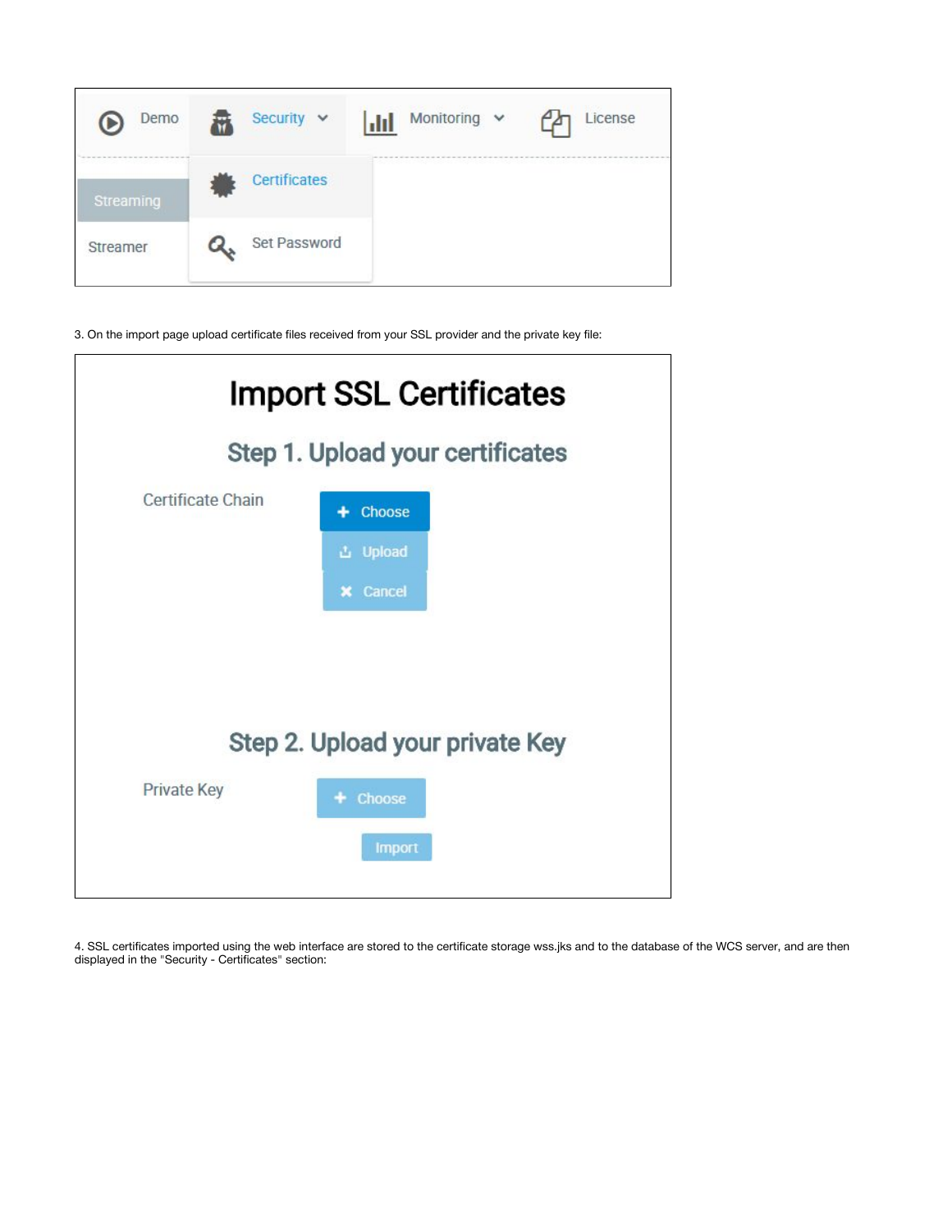3. On the import page upload certificate files received from your SSL provider and the private key file:

4. SSL certificates imported using the web interface are stored to the certificate storage wss.jks and to the database of the WCS server, and are then displayed in the "Security - Certificates" section: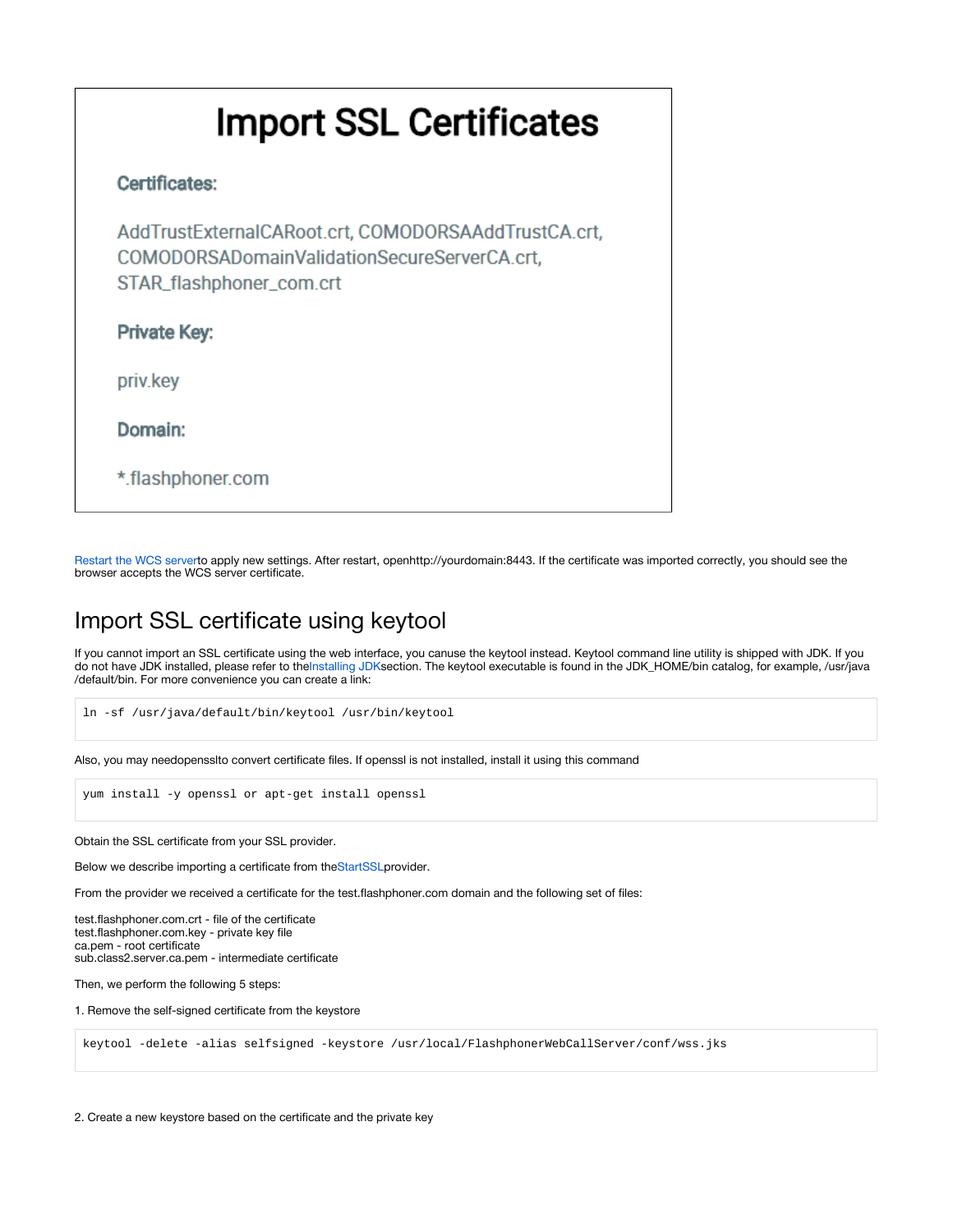# Import SSL Certificates

**Certificates:**

AddTrustExternalCARoot.crt, COMODORSAAddTrustCA.crt, COMODORSADomainValidationSecureServerCA.crt, STAR_flashphoner_com.crt

**Private Key:**

priv.key

**Domain:**

*.flashphoner.com

Restart the WCS serverto apply new settings. After restart, openhttp://yourdomain:8443. If the certificate was imported correctly, you should see the browser accepts the WCS server certificate.

## Import SSL certificate using keytool

If you cannot import an SSL certificate using the web interface, you canuse the keytool instead. Keytool command line utility is shipped with JDK. If you do not have JDK installed, please refer to theInstalling JDKsection. The keytool executable is found in the JDK_HOME/bin catalog, for example, /usr/java/default/bin. For more convenience you can create a link:

```
ln -sf /usr/java/default/bin/keytool /usr/bin/keytool
```

Also, you may needopensslto convert certificate files. If openssl is not installed, install it using this command

```
yum install -y openssl or apt-get install openssl
```

Obtain the SSL certificate from your SSL provider.

Below we describe importing a certificate from theStartSSLprovider.

From the provider we received a certificate for the test.flashphoner.com domain and the following set of files:

test.flashphoner.com.crt - file of the certificate
test.flashphoner.com.key - private key file
ca.pem - root certificate
sub.class2.server.ca.pem - intermediate certificate

Then, we perform the following 5 steps:

1. Remove the self-signed certificate from the keystore

```
keytool -delete -alias selfsigned -keystore /usr/local/FlashphonerWebCallServer/conf/wss.jks
```

2. Create a new keystore based on the certificate and the private key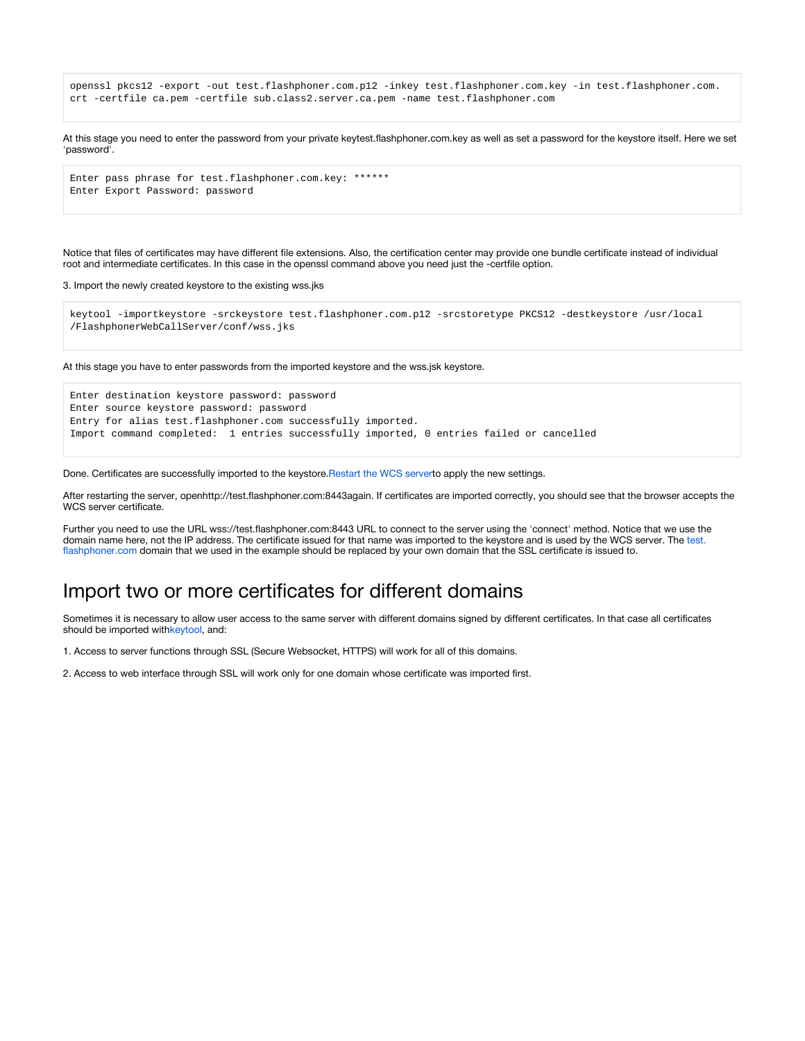```
openssl pkcs12 -export -out test.flashphoner.com.p12 -inkey test.flashphoner.com.key -in test.flashphoner.com.
crt -certfile ca.pem -certfile sub.class2.server.ca.pem -name test.flashphoner.com
```

At this stage you need to enter the password from your private keytest.flashphoner.com.key as well as set a password for the keystore itself. Here we set 'password'.

```
Enter pass phrase for test.flashphoner.com.key: ******
Enter Export Password: password
```

Notice that files of certificates may have different file extensions. Also, the certification center may provide one bundle certificate instead of individual root and intermediate certificates. In this case in the openssl command above you need just the -certfile option.

3. Import the newly created keystore to the existing wss.jks

```
keytool -importkeystore -srckeystore test.flashphoner.com.p12 -srcstoretype PKCS12 -destkeystore /usr/local
/FlashphonerWebCallServer/conf/wss.jks
```

At this stage you have to enter passwords from the imported keystore and the wss.jsk keystore.

```
Enter destination keystore password: password
Enter source keystore password: password
Entry for alias test.flashphoner.com successfully imported.
Import command completed:  1 entries successfully imported, 0 entries failed or cancelled
```

Done. Certificates are successfully imported to the keystore.Restart the WCS serverto apply the new settings.

After restarting the server, openhttp://test.flashphoner.com:8443again. If certificates are imported correctly, you should see that the browser accepts the WCS server certificate.

Further you need to use the URL wss://test.flashphoner.com:8443 URL to connect to the server using the 'connect' method. Notice that we use the domain name here, not the IP address. The certificate issued for that name was imported to the keystore and is used by the WCS server. The test.flashphoner.com domain that we used in the example should be replaced by your own domain that the SSL certificate is issued to.

## Import two or more certificates for different domains

Sometimes it is necessary to allow user access to the same server with different domains signed by different certificates. In that case all certificates should be imported withkeytool, and:

1. Access to server functions through SSL (Secure Websocket, HTTPS) will work for all of this domains.

2. Access to web interface through SSL will work only for one domain whose certificate was imported first.